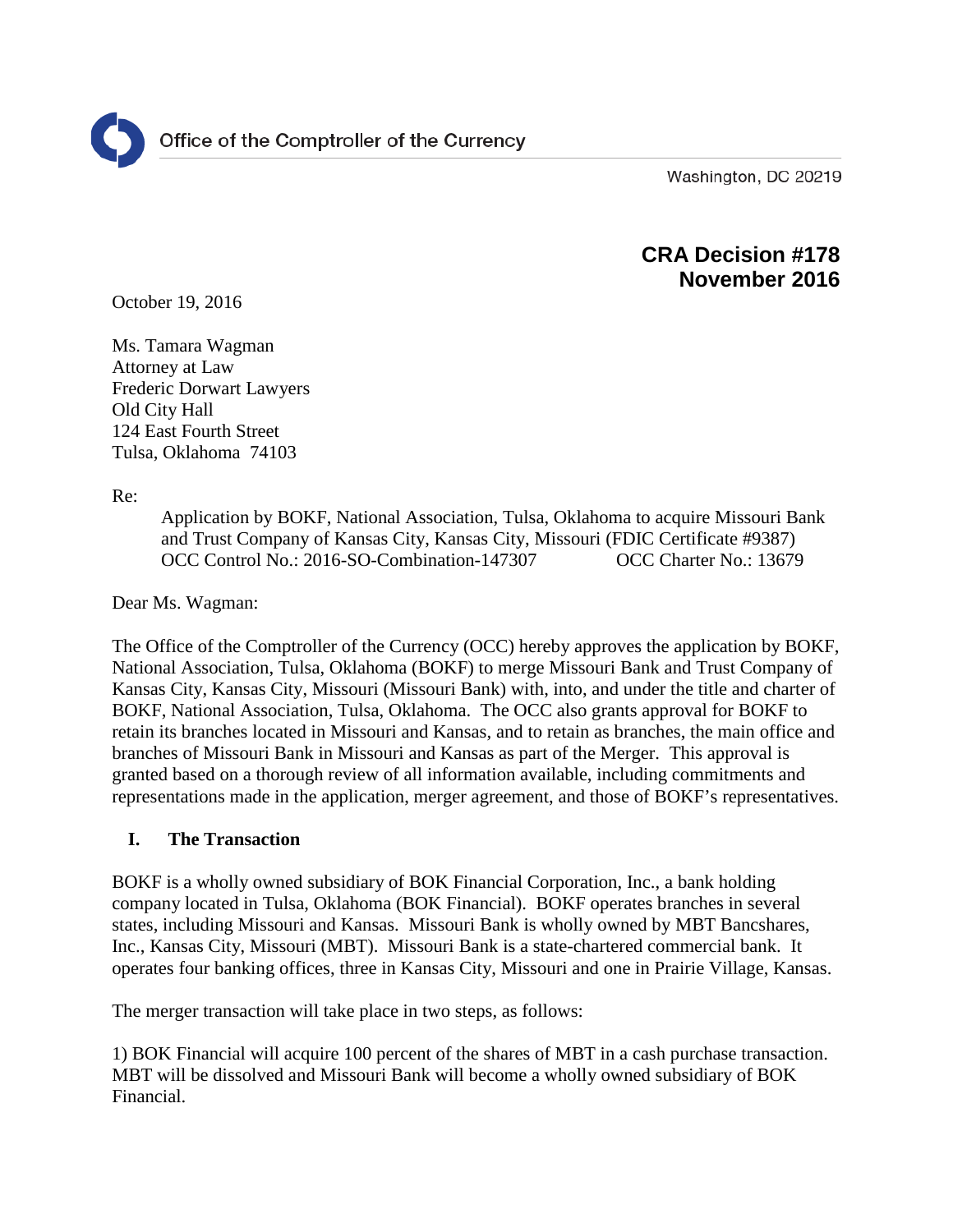Office of the Comptroller of the Currency

Washington, DC 20219

**CRA Decision #178**
**November 2016**

October 19, 2016

Ms. Tamara Wagman
Attorney at Law
Frederic Dorwart Lawyers
Old City Hall
124 East Fourth Street
Tulsa, Oklahoma 74103

Re:

Application by BOKF, National Association, Tulsa, Oklahoma to acquire Missouri Bank and Trust Company of Kansas City, Kansas City, Missouri (FDIC Certificate #9387)
OCC Control No.: 2016-SO-Combination-147307 OCC Charter No.: 13679

Dear Ms. Wagman:

The Office of the Comptroller of the Currency (OCC) hereby approves the application by BOKF, National Association, Tulsa, Oklahoma (BOKF) to merge Missouri Bank and Trust Company of Kansas City, Kansas City, Missouri (Missouri Bank) with, into, and under the title and charter of BOKF, National Association, Tulsa, Oklahoma. The OCC also grants approval for BOKF to retain its branches located in Missouri and Kansas, and to retain as branches, the main office and branches of Missouri Bank in Missouri and Kansas as part of the Merger. This approval is granted based on a thorough review of all information available, including commitments and representations made in the application, merger agreement, and those of BOKF's representatives.

## I. The Transaction

BOKF is a wholly owned subsidiary of BOK Financial Corporation, Inc., a bank holding company located in Tulsa, Oklahoma (BOK Financial). BOKF operates branches in several states, including Missouri and Kansas. Missouri Bank is wholly owned by MBT Bancshares, Inc., Kansas City, Missouri (MBT). Missouri Bank is a state-chartered commercial bank. It operates four banking offices, three in Kansas City, Missouri and one in Prairie Village, Kansas.

The merger transaction will take place in two steps, as follows:

1) BOK Financial will acquire 100 percent of the shares of MBT in a cash purchase transaction. MBT will be dissolved and Missouri Bank will become a wholly owned subsidiary of BOK Financial.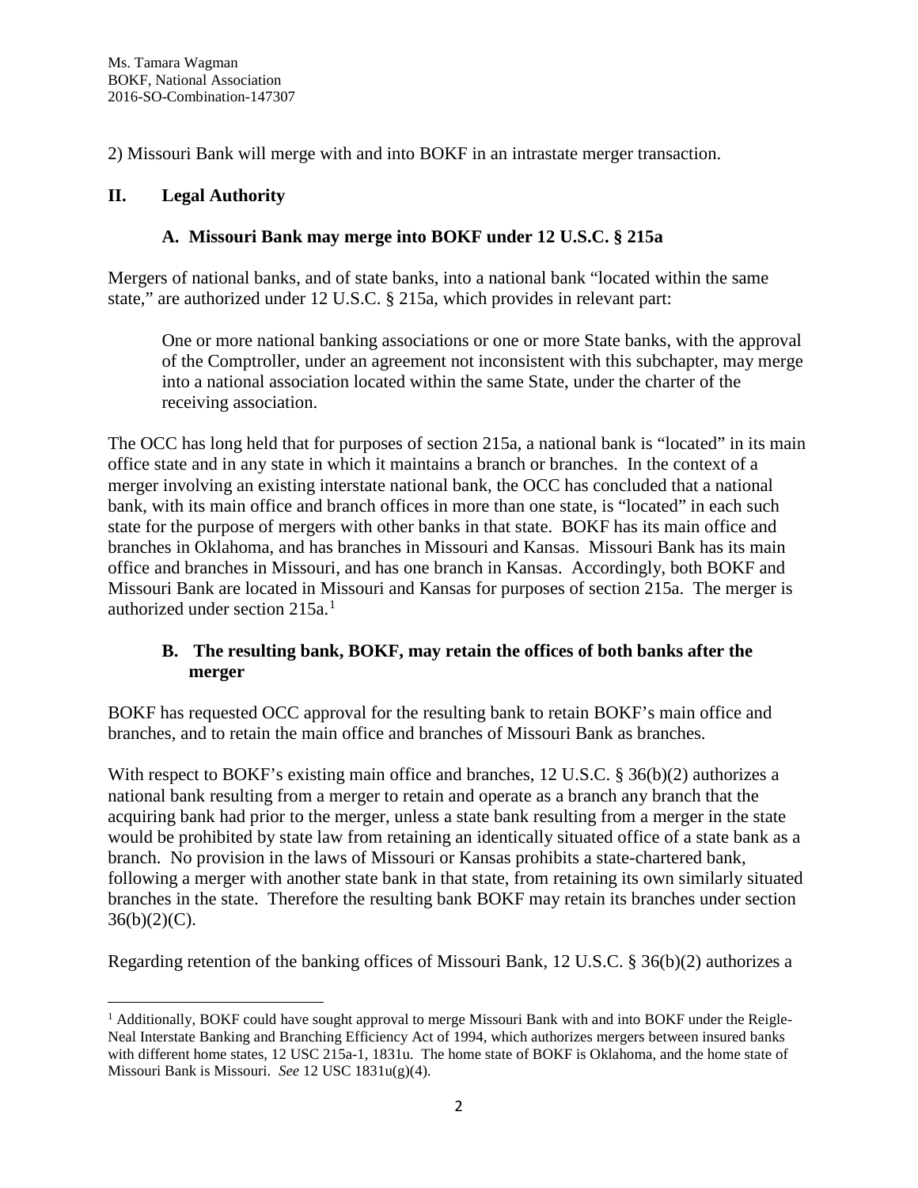2) Missouri Bank will merge with and into BOKF in an intrastate merger transaction.

## II. Legal Authority

### A. Missouri Bank may merge into BOKF under 12 U.S.C. § 215a

Mergers of national banks, and of state banks, into a national bank "located within the same state," are authorized under 12 U.S.C. § 215a, which provides in relevant part:

> One or more national banking associations or one or more State banks, with the approval of the Comptroller, under an agreement not inconsistent with this subchapter, may merge into a national association located within the same State, under the charter of the receiving association.

The OCC has long held that for purposes of section 215a, a national bank is "located" in its main office state and in any state in which it maintains a branch or branches. In the context of a merger involving an existing interstate national bank, the OCC has concluded that a national bank, with its main office and branch offices in more than one state, is "located" in each such state for the purpose of mergers with other banks in that state. BOKF has its main office and branches in Oklahoma, and has branches in Missouri and Kansas. Missouri Bank has its main office and branches in Missouri, and has one branch in Kansas. Accordingly, both BOKF and Missouri Bank are located in Missouri and Kansas for purposes of section 215a. The merger is authorized under section 215a.[1]

### B. The resulting bank, BOKF, may retain the offices of both banks after the merger

BOKF has requested OCC approval for the resulting bank to retain BOKF's main office and branches, and to retain the main office and branches of Missouri Bank as branches.

With respect to BOKF's existing main office and branches, 12 U.S.C. § 36(b)(2) authorizes a national bank resulting from a merger to retain and operate as a branch any branch that the acquiring bank had prior to the merger, unless a state bank resulting from a merger in the state would be prohibited by state law from retaining an identically situated office of a state bank as a branch. No provision in the laws of Missouri or Kansas prohibits a state-chartered bank, following a merger with another state bank in that state, from retaining its own similarly situated branches in the state. Therefore the resulting bank BOKF may retain its branches under section 36(b)(2)(C).

Regarding retention of the banking offices of Missouri Bank, 12 U.S.C. § 36(b)(2) authorizes a

---

[1] Additionally, BOKF could have sought approval to merge Missouri Bank with and into BOKF under the Reigle-Neal Interstate Banking and Branching Efficiency Act of 1994, which authorizes mergers between insured banks with different home states, 12 USC 215a-1, 1831u. The home state of BOKF is Oklahoma, and the home state of Missouri Bank is Missouri. *See* 12 USC 1831u(g)(4).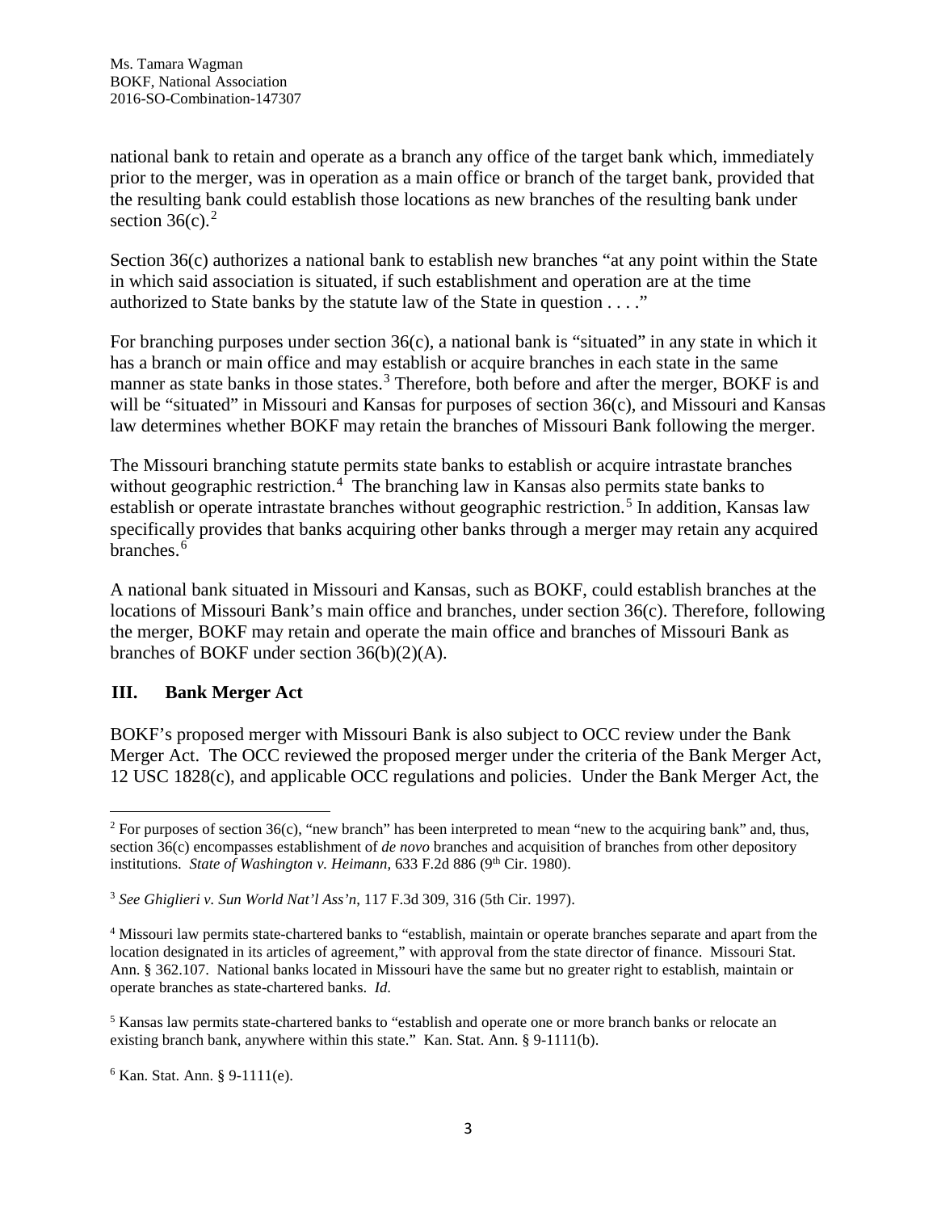national bank to retain and operate as a branch any office of the target bank which, immediately prior to the merger, was in operation as a main office or branch of the target bank, provided that the resulting bank could establish those locations as new branches of the resulting bank under section 36(c).[2]

Section 36(c) authorizes a national bank to establish new branches "at any point within the State in which said association is situated, if such establishment and operation are at the time authorized to State banks by the statute law of the State in question . . . ."

For branching purposes under section 36(c), a national bank is "situated" in any state in which it has a branch or main office and may establish or acquire branches in each state in the same manner as state banks in those states.[3] Therefore, both before and after the merger, BOKF is and will be "situated" in Missouri and Kansas for purposes of section 36(c), and Missouri and Kansas law determines whether BOKF may retain the branches of Missouri Bank following the merger.

The Missouri branching statute permits state banks to establish or acquire intrastate branches without geographic restriction.[4] The branching law in Kansas also permits state banks to establish or operate intrastate branches without geographic restriction.[5] In addition, Kansas law specifically provides that banks acquiring other banks through a merger may retain any acquired branches.[6]

A national bank situated in Missouri and Kansas, such as BOKF, could establish branches at the locations of Missouri Bank's main office and branches, under section 36(c). Therefore, following the merger, BOKF may retain and operate the main office and branches of Missouri Bank as branches of BOKF under section 36(b)(2)(A).

## III. Bank Merger Act

BOKF's proposed merger with Missouri Bank is also subject to OCC review under the Bank Merger Act. The OCC reviewed the proposed merger under the criteria of the Bank Merger Act, 12 USC 1828(c), and applicable OCC regulations and policies. Under the Bank Merger Act, the

---

[2] For purposes of section 36(c), "new branch" has been interpreted to mean "new to the acquiring bank" and, thus, section 36(c) encompasses establishment of *de novo* branches and acquisition of branches from other depository institutions. *State of Washington v. Heimann,* 633 F.2d 886 (9th Cir. 1980).

[3] *See Ghiglieri v. Sun World Nat'l Ass'n*, 117 F.3d 309, 316 (5th Cir. 1997).

[4] Missouri law permits state-chartered banks to "establish, maintain or operate branches separate and apart from the location designated in its articles of agreement," with approval from the state director of finance. Missouri Stat. Ann. § 362.107. National banks located in Missouri have the same but no greater right to establish, maintain or operate branches as state-chartered banks. *Id.*

[5] Kansas law permits state-chartered banks to "establish and operate one or more branch banks or relocate an existing branch bank, anywhere within this state." Kan. Stat. Ann. § 9-1111(b).

[6] Kan. Stat. Ann. § 9-1111(e).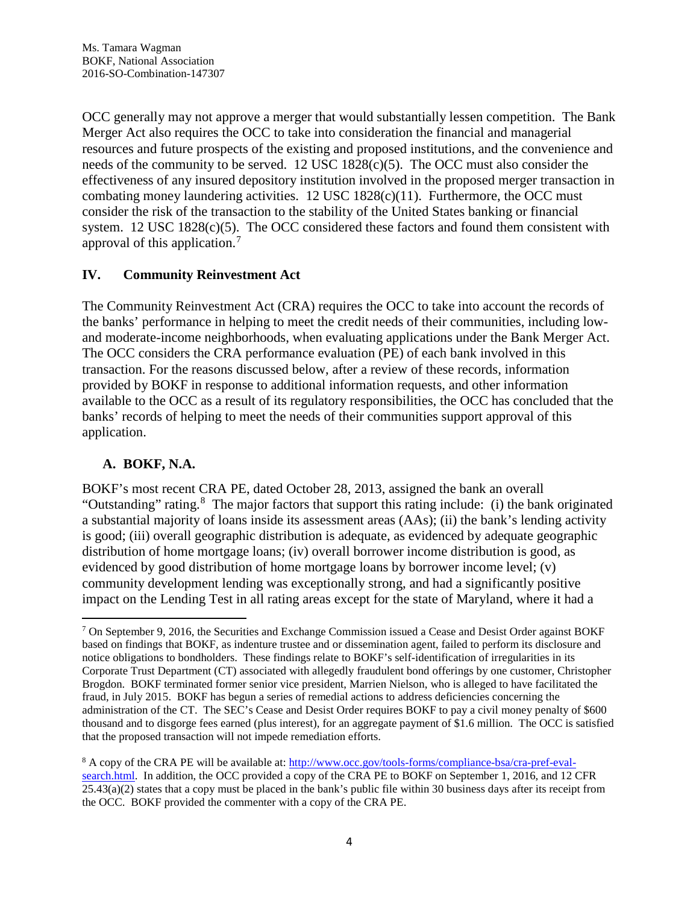OCC generally may not approve a merger that would substantially lessen competition. The Bank Merger Act also requires the OCC to take into consideration the financial and managerial resources and future prospects of the existing and proposed institutions, and the convenience and needs of the community to be served. 12 USC 1828(c)(5). The OCC must also consider the effectiveness of any insured depository institution involved in the proposed merger transaction in combating money laundering activities. 12 USC 1828(c)(11). Furthermore, the OCC must consider the risk of the transaction to the stability of the United States banking or financial system. 12 USC 1828(c)(5). The OCC considered these factors and found them consistent with approval of this application.[7]

## IV. Community Reinvestment Act

The Community Reinvestment Act (CRA) requires the OCC to take into account the records of the banks' performance in helping to meet the credit needs of their communities, including low- and moderate-income neighborhoods, when evaluating applications under the Bank Merger Act. The OCC considers the CRA performance evaluation (PE) of each bank involved in this transaction. For the reasons discussed below, after a review of these records, information provided by BOKF in response to additional information requests, and other information available to the OCC as a result of its regulatory responsibilities, the OCC has concluded that the banks' records of helping to meet the needs of their communities support approval of this application.

### A. BOKF, N.A.

BOKF's most recent CRA PE, dated October 28, 2013, assigned the bank an overall "Outstanding" rating.[8] The major factors that support this rating include: (i) the bank originated a substantial majority of loans inside its assessment areas (AAs); (ii) the bank's lending activity is good; (iii) overall geographic distribution is adequate, as evidenced by adequate geographic distribution of home mortgage loans; (iv) overall borrower income distribution is good, as evidenced by good distribution of home mortgage loans by borrower income level; (v) community development lending was exceptionally strong, and had a significantly positive impact on the Lending Test in all rating areas except for the state of Maryland, where it had a

---

[7] On September 9, 2016, the Securities and Exchange Commission issued a Cease and Desist Order against BOKF based on findings that BOKF, as indenture trustee and or dissemination agent, failed to perform its disclosure and notice obligations to bondholders. These findings relate to BOKF's self-identification of irregularities in its Corporate Trust Department (CT) associated with allegedly fraudulent bond offerings by one customer, Christopher Brogdon. BOKF terminated former senior vice president, Marrien Nielson, who is alleged to have facilitated the fraud, in July 2015. BOKF has begun a series of remedial actions to address deficiencies concerning the administration of the CT. The SEC's Cease and Desist Order requires BOKF to pay a civil money penalty of $600 thousand and to disgorge fees earned (plus interest), for an aggregate payment of $1.6 million. The OCC is satisfied that the proposed transaction will not impede remediation efforts.

[8] A copy of the CRA PE will be available at: [http://www.occ.gov/tools-forms/compliance-bsa/cra-pref-eval-search.html](http://www.occ.gov/tools-forms/compliance-bsa/cra-pref-eval-search.html). In addition, the OCC provided a copy of the CRA PE to BOKF on September 1, 2016, and 12 CFR 25.43(a)(2) states that a copy must be placed in the bank's public file within 30 business days after its receipt from the OCC. BOKF provided the commenter with a copy of the CRA PE.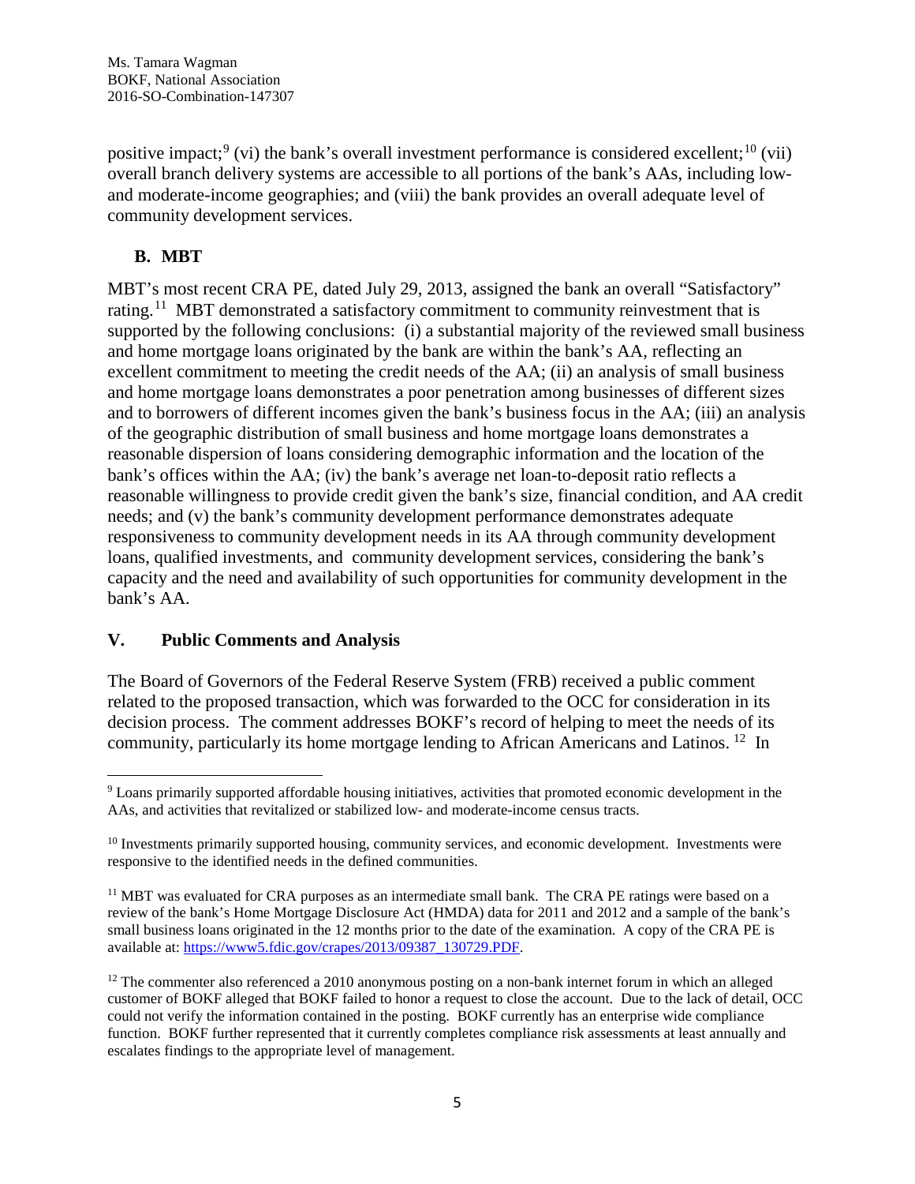positive impact;[9] (vi) the bank's overall investment performance is considered excellent;[10] (vii) overall branch delivery systems are accessible to all portions of the bank's AAs, including low- and moderate-income geographies; and (viii) the bank provides an overall adequate level of community development services.

### B. MBT

MBT's most recent CRA PE, dated July 29, 2013, assigned the bank an overall "Satisfactory" rating.[11] MBT demonstrated a satisfactory commitment to community reinvestment that is supported by the following conclusions: (i) a substantial majority of the reviewed small business and home mortgage loans originated by the bank are within the bank's AA, reflecting an excellent commitment to meeting the credit needs of the AA; (ii) an analysis of small business and home mortgage loans demonstrates a poor penetration among businesses of different sizes and to borrowers of different incomes given the bank's business focus in the AA; (iii) an analysis of the geographic distribution of small business and home mortgage loans demonstrates a reasonable dispersion of loans considering demographic information and the location of the bank's offices within the AA; (iv) the bank's average net loan-to-deposit ratio reflects a reasonable willingness to provide credit given the bank's size, financial condition, and AA credit needs; and (v) the bank's community development performance demonstrates adequate responsiveness to community development needs in its AA through community development loans, qualified investments, and community development services, considering the bank's capacity and the need and availability of such opportunities for community development in the bank's AA.

## V. Public Comments and Analysis

The Board of Governors of the Federal Reserve System (FRB) received a public comment related to the proposed transaction, which was forwarded to the OCC for consideration in its decision process. The comment addresses BOKF's record of helping to meet the needs of its community, particularly its home mortgage lending to African Americans and Latinos.[12] In

---

[9] Loans primarily supported affordable housing initiatives, activities that promoted economic development in the AAs, and activities that revitalized or stabilized low- and moderate-income census tracts.

[10] Investments primarily supported housing, community services, and economic development. Investments were responsive to the identified needs in the defined communities.

[11] MBT was evaluated for CRA purposes as an intermediate small bank. The CRA PE ratings were based on a review of the bank's Home Mortgage Disclosure Act (HMDA) data for 2011 and 2012 and a sample of the bank's small business loans originated in the 12 months prior to the date of the examination. A copy of the CRA PE is available at: https://www5.fdic.gov/crapes/2013/09387_130729.PDF.

[12] The commenter also referenced a 2010 anonymous posting on a non-bank internet forum in which an alleged customer of BOKF alleged that BOKF failed to honor a request to close the account. Due to the lack of detail, OCC could not verify the information contained in the posting. BOKF currently has an enterprise wide compliance function. BOKF further represented that it currently completes compliance risk assessments at least annually and escalates findings to the appropriate level of management.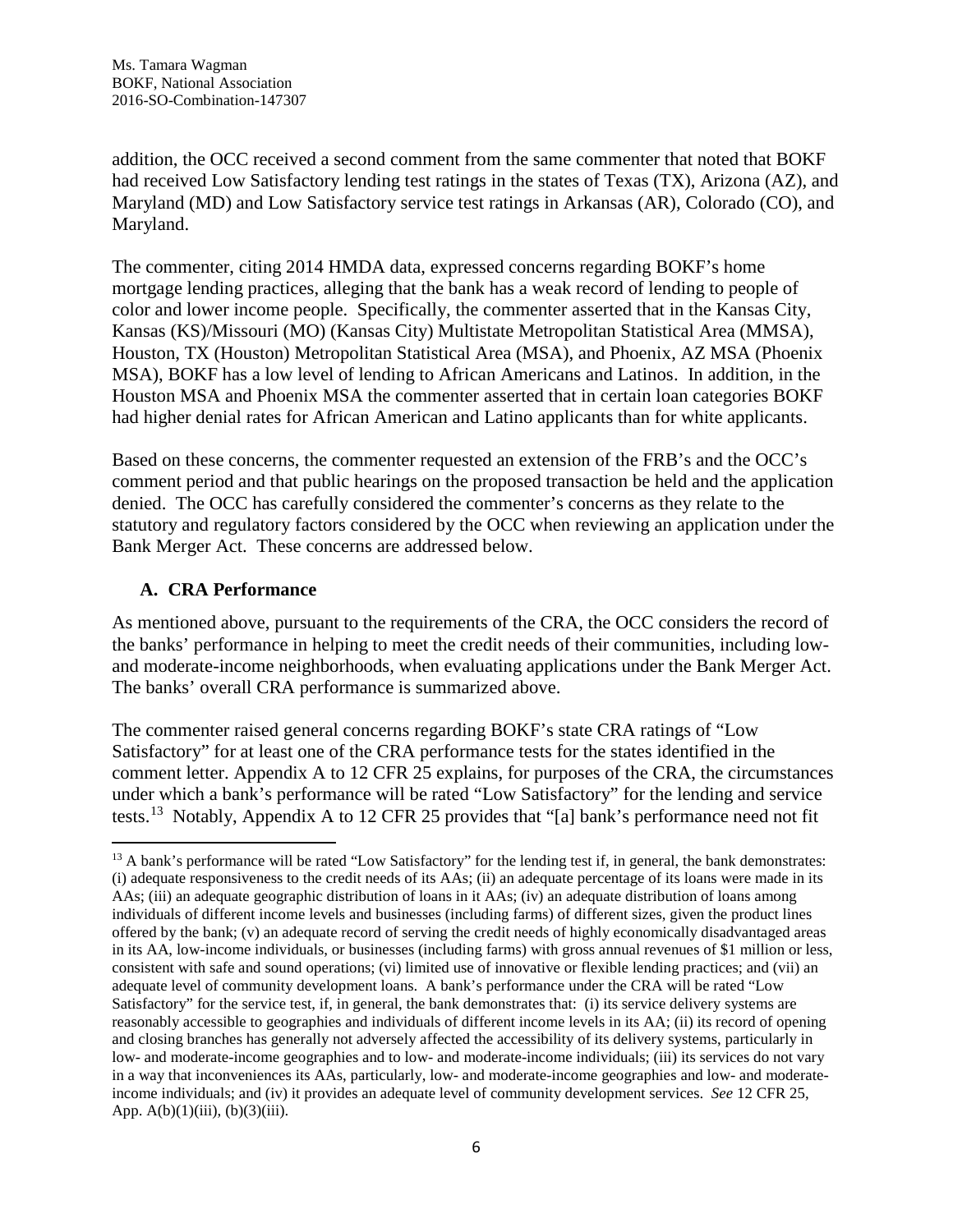addition, the OCC received a second comment from the same commenter that noted that BOKF had received Low Satisfactory lending test ratings in the states of Texas (TX), Arizona (AZ), and Maryland (MD) and Low Satisfactory service test ratings in Arkansas (AR), Colorado (CO), and Maryland.

The commenter, citing 2014 HMDA data, expressed concerns regarding BOKF's home mortgage lending practices, alleging that the bank has a weak record of lending to people of color and lower income people. Specifically, the commenter asserted that in the Kansas City, Kansas (KS)/Missouri (MO) (Kansas City) Multistate Metropolitan Statistical Area (MMSA), Houston, TX (Houston) Metropolitan Statistical Area (MSA), and Phoenix, AZ MSA (Phoenix MSA), BOKF has a low level of lending to African Americans and Latinos. In addition, in the Houston MSA and Phoenix MSA the commenter asserted that in certain loan categories BOKF had higher denial rates for African American and Latino applicants than for white applicants.

Based on these concerns, the commenter requested an extension of the FRB's and the OCC's comment period and that public hearings on the proposed transaction be held and the application denied. The OCC has carefully considered the commenter's concerns as they relate to the statutory and regulatory factors considered by the OCC when reviewing an application under the Bank Merger Act. These concerns are addressed below.

### A. CRA Performance

As mentioned above, pursuant to the requirements of the CRA, the OCC considers the record of the banks' performance in helping to meet the credit needs of their communities, including low- and moderate-income neighborhoods, when evaluating applications under the Bank Merger Act. The banks' overall CRA performance is summarized above.

The commenter raised general concerns regarding BOKF's state CRA ratings of "Low Satisfactory" for at least one of the CRA performance tests for the states identified in the comment letter. Appendix A to 12 CFR 25 explains, for purposes of the CRA, the circumstances under which a bank's performance will be rated "Low Satisfactory" for the lending and service tests.[13] Notably, Appendix A to 12 CFR 25 provides that "[a] bank's performance need not fit

[13] A bank's performance will be rated "Low Satisfactory" for the lending test if, in general, the bank demonstrates: (i) adequate responsiveness to the credit needs of its AAs; (ii) an adequate percentage of its loans were made in its AAs; (iii) an adequate geographic distribution of loans in it AAs; (iv) an adequate distribution of loans among individuals of different income levels and businesses (including farms) of different sizes, given the product lines offered by the bank; (v) an adequate record of serving the credit needs of highly economically disadvantaged areas in its AA, low-income individuals, or businesses (including farms) with gross annual revenues of $1 million or less, consistent with safe and sound operations; (vi) limited use of innovative or flexible lending practices; and (vii) an adequate level of community development loans. A bank's performance under the CRA will be rated "Low Satisfactory" for the service test, if, in general, the bank demonstrates that: (i) its service delivery systems are reasonably accessible to geographies and individuals of different income levels in its AA; (ii) its record of opening and closing branches has generally not adversely affected the accessibility of its delivery systems, particularly in low- and moderate-income geographies and to low- and moderate-income individuals; (iii) its services do not vary in a way that inconveniences its AAs, particularly, low- and moderate-income geographies and low- and moderate-income individuals; and (iv) it provides an adequate level of community development services. *See* 12 CFR 25, App. A(b)(1)(iii), (b)(3)(iii).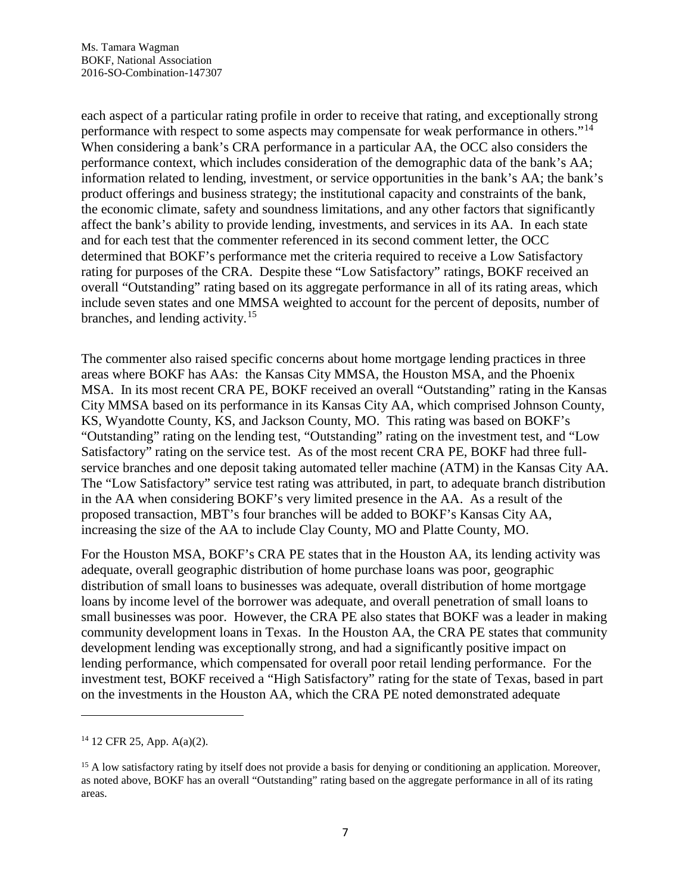each aspect of a particular rating profile in order to receive that rating, and exceptionally strong performance with respect to some aspects may compensate for weak performance in others."[14] When considering a bank's CRA performance in a particular AA, the OCC also considers the performance context, which includes consideration of the demographic data of the bank's AA; information related to lending, investment, or service opportunities in the bank's AA; the bank's product offerings and business strategy; the institutional capacity and constraints of the bank, the economic climate, safety and soundness limitations, and any other factors that significantly affect the bank's ability to provide lending, investments, and services in its AA. In each state and for each test that the commenter referenced in its second comment letter, the OCC determined that BOKF's performance met the criteria required to receive a Low Satisfactory rating for purposes of the CRA. Despite these "Low Satisfactory" ratings, BOKF received an overall "Outstanding" rating based on its aggregate performance in all of its rating areas, which include seven states and one MMSA weighted to account for the percent of deposits, number of branches, and lending activity.[15]

The commenter also raised specific concerns about home mortgage lending practices in three areas where BOKF has AAs: the Kansas City MMSA, the Houston MSA, and the Phoenix MSA. In its most recent CRA PE, BOKF received an overall "Outstanding" rating in the Kansas City MMSA based on its performance in its Kansas City AA, which comprised Johnson County, KS, Wyandotte County, KS, and Jackson County, MO. This rating was based on BOKF's "Outstanding" rating on the lending test, "Outstanding" rating on the investment test, and "Low Satisfactory" rating on the service test. As of the most recent CRA PE, BOKF had three full-service branches and one deposit taking automated teller machine (ATM) in the Kansas City AA. The "Low Satisfactory" service test rating was attributed, in part, to adequate branch distribution in the AA when considering BOKF's very limited presence in the AA. As a result of the proposed transaction, MBT's four branches will be added to BOKF's Kansas City AA, increasing the size of the AA to include Clay County, MO and Platte County, MO.

For the Houston MSA, BOKF's CRA PE states that in the Houston AA, its lending activity was adequate, overall geographic distribution of home purchase loans was poor, geographic distribution of small loans to businesses was adequate, overall distribution of home mortgage loans by income level of the borrower was adequate, and overall penetration of small loans to small businesses was poor. However, the CRA PE also states that BOKF was a leader in making community development loans in Texas. In the Houston AA, the CRA PE states that community development lending was exceptionally strong, and had a significantly positive impact on lending performance, which compensated for overall poor retail lending performance. For the investment test, BOKF received a "High Satisfactory" rating for the state of Texas, based in part on the investments in the Houston AA, which the CRA PE noted demonstrated adequate

---

[14] 12 CFR 25, App. A(a)(2).

[15] A low satisfactory rating by itself does not provide a basis for denying or conditioning an application. Moreover, as noted above, BOKF has an overall "Outstanding" rating based on the aggregate performance in all of its rating areas.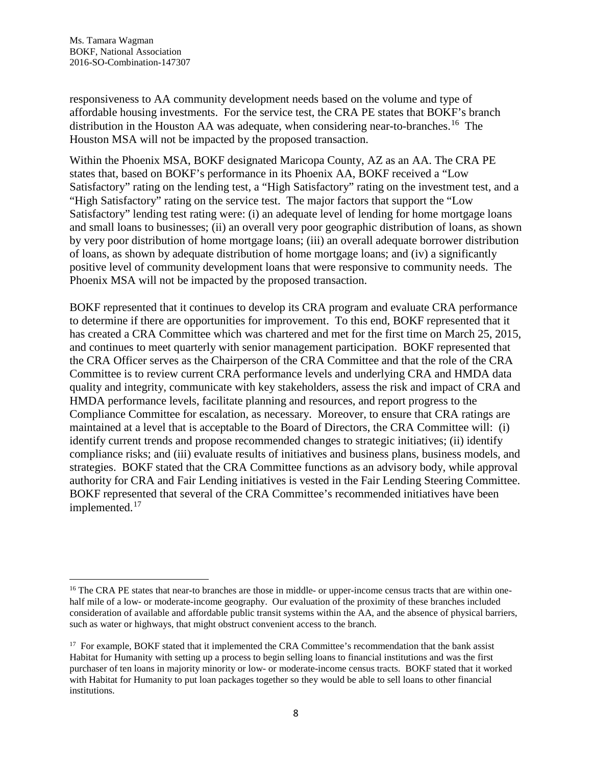responsiveness to AA community development needs based on the volume and type of affordable housing investments. For the service test, the CRA PE states that BOKF's branch distribution in the Houston AA was adequate, when considering near-to-branches.[16] The Houston MSA will not be impacted by the proposed transaction.

Within the Phoenix MSA, BOKF designated Maricopa County, AZ as an AA. The CRA PE states that, based on BOKF's performance in its Phoenix AA, BOKF received a "Low Satisfactory" rating on the lending test, a "High Satisfactory" rating on the investment test, and a "High Satisfactory" rating on the service test. The major factors that support the "Low Satisfactory" lending test rating were: (i) an adequate level of lending for home mortgage loans and small loans to businesses; (ii) an overall very poor geographic distribution of loans, as shown by very poor distribution of home mortgage loans; (iii) an overall adequate borrower distribution of loans, as shown by adequate distribution of home mortgage loans; and (iv) a significantly positive level of community development loans that were responsive to community needs. The Phoenix MSA will not be impacted by the proposed transaction.

BOKF represented that it continues to develop its CRA program and evaluate CRA performance to determine if there are opportunities for improvement. To this end, BOKF represented that it has created a CRA Committee which was chartered and met for the first time on March 25, 2015, and continues to meet quarterly with senior management participation. BOKF represented that the CRA Officer serves as the Chairperson of the CRA Committee and that the role of the CRA Committee is to review current CRA performance levels and underlying CRA and HMDA data quality and integrity, communicate with key stakeholders, assess the risk and impact of CRA and HMDA performance levels, facilitate planning and resources, and report progress to the Compliance Committee for escalation, as necessary. Moreover, to ensure that CRA ratings are maintained at a level that is acceptable to the Board of Directors, the CRA Committee will: (i) identify current trends and propose recommended changes to strategic initiatives; (ii) identify compliance risks; and (iii) evaluate results of initiatives and business plans, business models, and strategies. BOKF stated that the CRA Committee functions as an advisory body, while approval authority for CRA and Fair Lending initiatives is vested in the Fair Lending Steering Committee. BOKF represented that several of the CRA Committee's recommended initiatives have been implemented.[17]

---

[16] The CRA PE states that near-to branches are those in middle- or upper-income census tracts that are within one-half mile of a low- or moderate-income geography. Our evaluation of the proximity of these branches included consideration of available and affordable public transit systems within the AA, and the absence of physical barriers, such as water or highways, that might obstruct convenient access to the branch.

[17] For example, BOKF stated that it implemented the CRA Committee's recommendation that the bank assist Habitat for Humanity with setting up a process to begin selling loans to financial institutions and was the first purchaser of ten loans in majority minority or low- or moderate-income census tracts. BOKF stated that it worked with Habitat for Humanity to put loan packages together so they would be able to sell loans to other financial institutions.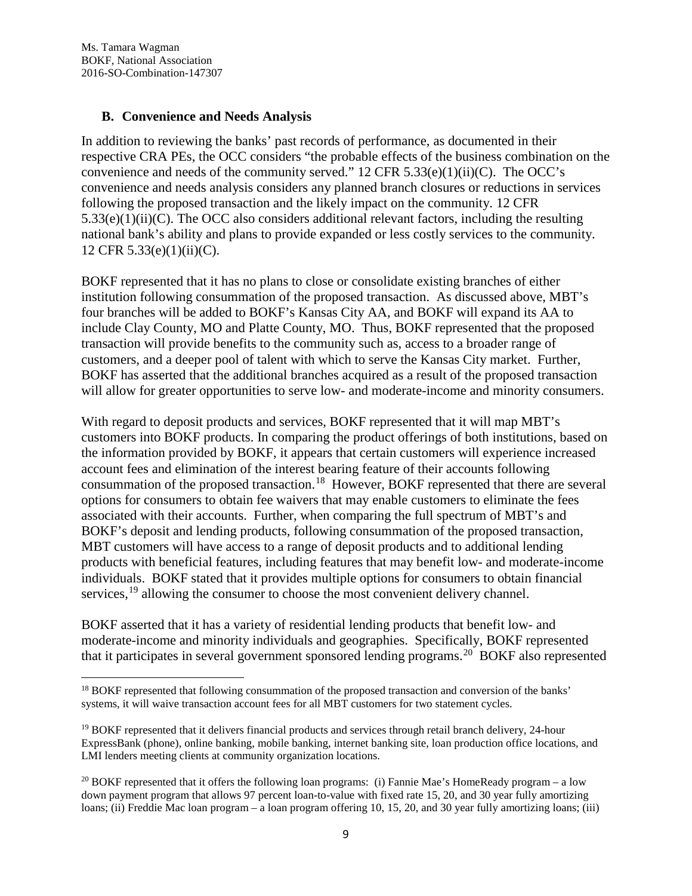Ms. Tamara Wagman
BOKF, National Association
2016-SO-Combination-147307

### B. Convenience and Needs Analysis

In addition to reviewing the banks' past records of performance, as documented in their respective CRA PEs, the OCC considers "the probable effects of the business combination on the convenience and needs of the community served." 12 CFR 5.33(e)(1)(ii)(C). The OCC's convenience and needs analysis considers any planned branch closures or reductions in services following the proposed transaction and the likely impact on the community. 12 CFR 5.33(e)(1)(ii)(C). The OCC also considers additional relevant factors, including the resulting national bank's ability and plans to provide expanded or less costly services to the community. 12 CFR 5.33(e)(1)(ii)(C).

BOKF represented that it has no plans to close or consolidate existing branches of either institution following consummation of the proposed transaction. As discussed above, MBT's four branches will be added to BOKF's Kansas City AA, and BOKF will expand its AA to include Clay County, MO and Platte County, MO. Thus, BOKF represented that the proposed transaction will provide benefits to the community such as, access to a broader range of customers, and a deeper pool of talent with which to serve the Kansas City market. Further, BOKF has asserted that the additional branches acquired as a result of the proposed transaction will allow for greater opportunities to serve low- and moderate-income and minority consumers.

With regard to deposit products and services, BOKF represented that it will map MBT's customers into BOKF products. In comparing the product offerings of both institutions, based on the information provided by BOKF, it appears that certain customers will experience increased account fees and elimination of the interest bearing feature of their accounts following consummation of the proposed transaction.[18] However, BOKF represented that there are several options for consumers to obtain fee waivers that may enable customers to eliminate the fees associated with their accounts. Further, when comparing the full spectrum of MBT's and BOKF's deposit and lending products, following consummation of the proposed transaction, MBT customers will have access to a range of deposit products and to additional lending products with beneficial features, including features that may benefit low- and moderate-income individuals. BOKF stated that it provides multiple options for consumers to obtain financial services,[19] allowing the consumer to choose the most convenient delivery channel.

BOKF asserted that it has a variety of residential lending products that benefit low- and moderate-income and minority individuals and geographies. Specifically, BOKF represented that it participates in several government sponsored lending programs.[20] BOKF also represented

---

[18] BOKF represented that following consummation of the proposed transaction and conversion of the banks' systems, it will waive transaction account fees for all MBT customers for two statement cycles.

[19] BOKF represented that it delivers financial products and services through retail branch delivery, 24-hour ExpressBank (phone), online banking, mobile banking, internet banking site, loan production office locations, and LMI lenders meeting clients at community organization locations.

[20] BOKF represented that it offers the following loan programs: (i) Fannie Mae's HomeReady program – a low down payment program that allows 97 percent loan-to-value with fixed rate 15, 20, and 30 year fully amortizing loans; (ii) Freddie Mac loan program – a loan program offering 10, 15, 20, and 30 year fully amortizing loans; (iii)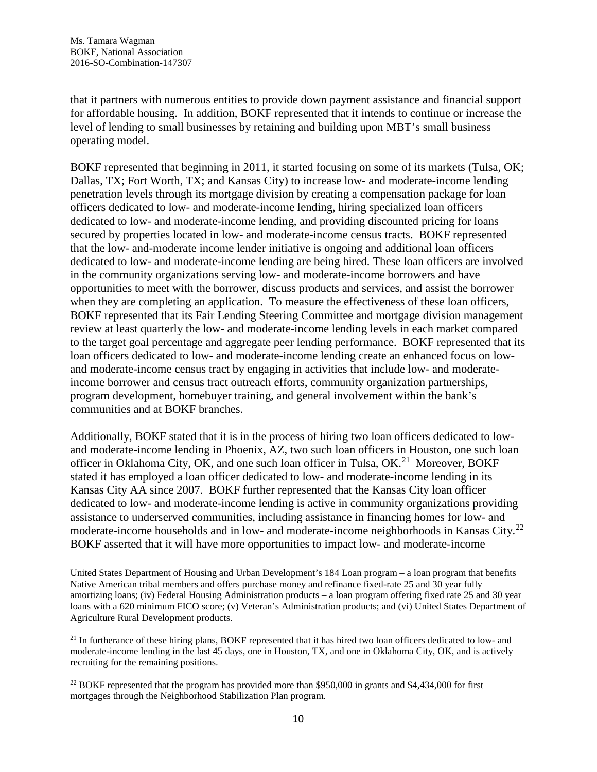that it partners with numerous entities to provide down payment assistance and financial support for affordable housing. In addition, BOKF represented that it intends to continue or increase the level of lending to small businesses by retaining and building upon MBT's small business operating model.

BOKF represented that beginning in 2011, it started focusing on some of its markets (Tulsa, OK; Dallas, TX; Fort Worth, TX; and Kansas City) to increase low- and moderate-income lending penetration levels through its mortgage division by creating a compensation package for loan officers dedicated to low- and moderate-income lending, hiring specialized loan officers dedicated to low- and moderate-income lending, and providing discounted pricing for loans secured by properties located in low- and moderate-income census tracts. BOKF represented that the low- and-moderate income lender initiative is ongoing and additional loan officers dedicated to low- and moderate-income lending are being hired. These loan officers are involved in the community organizations serving low- and moderate-income borrowers and have opportunities to meet with the borrower, discuss products and services, and assist the borrower when they are completing an application. To measure the effectiveness of these loan officers, BOKF represented that its Fair Lending Steering Committee and mortgage division management review at least quarterly the low- and moderate-income lending levels in each market compared to the target goal percentage and aggregate peer lending performance. BOKF represented that its loan officers dedicated to low- and moderate-income lending create an enhanced focus on low- and moderate-income census tract by engaging in activities that include low- and moderate-income borrower and census tract outreach efforts, community organization partnerships, program development, homebuyer training, and general involvement within the bank's communities and at BOKF branches.

Additionally, BOKF stated that it is in the process of hiring two loan officers dedicated to low- and moderate-income lending in Phoenix, AZ, two such loan officers in Houston, one such loan officer in Oklahoma City, OK, and one such loan officer in Tulsa, OK.[21] Moreover, BOKF stated it has employed a loan officer dedicated to low- and moderate-income lending in its Kansas City AA since 2007. BOKF further represented that the Kansas City loan officer dedicated to low- and moderate-income lending is active in community organizations providing assistance to underserved communities, including assistance in financing homes for low- and moderate-income households and in low- and moderate-income neighborhoods in Kansas City.[22] BOKF asserted that it will have more opportunities to impact low- and moderate-income

---

United States Department of Housing and Urban Development's 184 Loan program – a loan program that benefits Native American tribal members and offers purchase money and refinance fixed-rate 25 and 30 year fully amortizing loans; (iv) Federal Housing Administration products – a loan program offering fixed rate 25 and 30 year loans with a 620 minimum FICO score; (v) Veteran's Administration products; and (vi) United States Department of Agriculture Rural Development products.

[21] In furtherance of these hiring plans, BOKF represented that it has hired two loan officers dedicated to low- and moderate-income lending in the last 45 days, one in Houston, TX, and one in Oklahoma City, OK, and is actively recruiting for the remaining positions.

[22] BOKF represented that the program has provided more than $950,000 in grants and $4,434,000 for first mortgages through the Neighborhood Stabilization Plan program.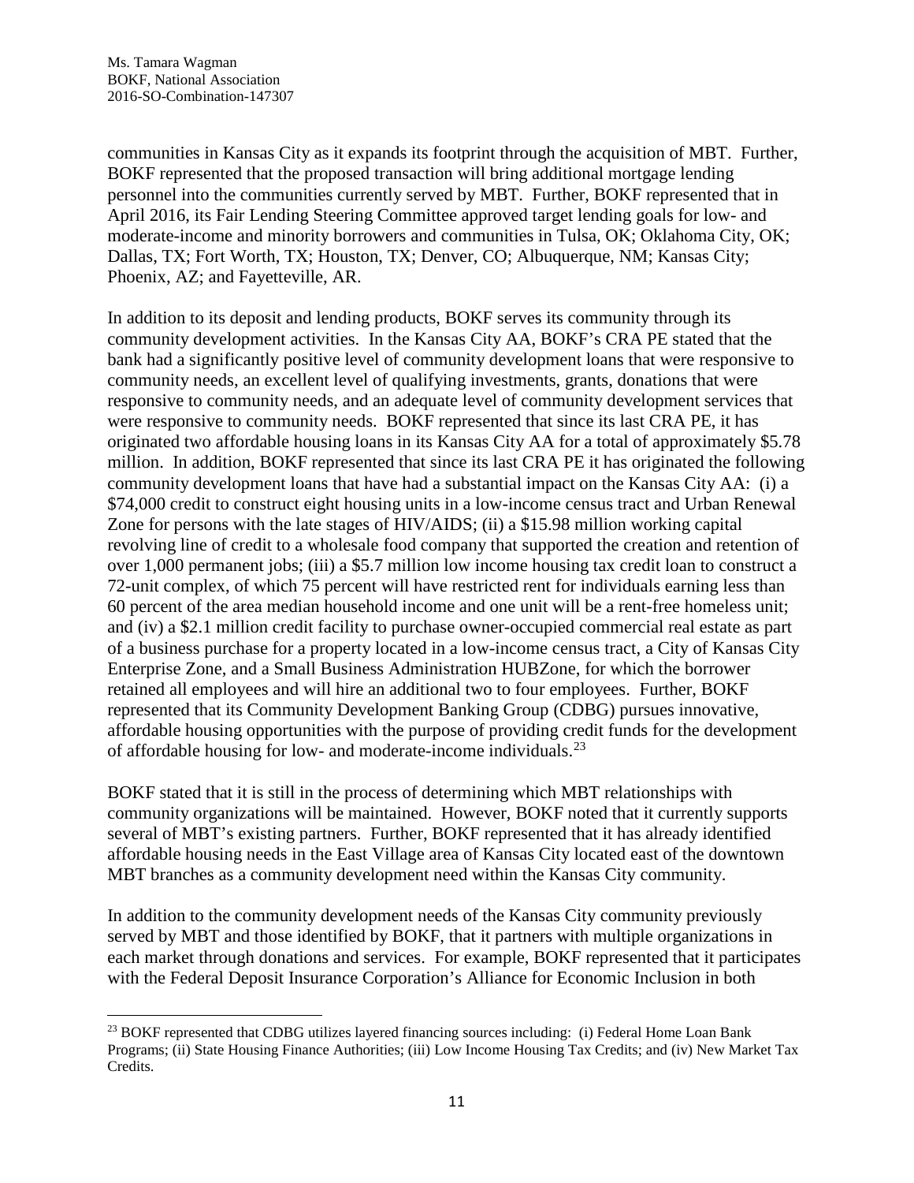communities in Kansas City as it expands its footprint through the acquisition of MBT. Further, BOKF represented that the proposed transaction will bring additional mortgage lending personnel into the communities currently served by MBT. Further, BOKF represented that in April 2016, its Fair Lending Steering Committee approved target lending goals for low- and moderate-income and minority borrowers and communities in Tulsa, OK; Oklahoma City, OK; Dallas, TX; Fort Worth, TX; Houston, TX; Denver, CO; Albuquerque, NM; Kansas City; Phoenix, AZ; and Fayetteville, AR.

In addition to its deposit and lending products, BOKF serves its community through its community development activities. In the Kansas City AA, BOKF's CRA PE stated that the bank had a significantly positive level of community development loans that were responsive to community needs, an excellent level of qualifying investments, grants, donations that were responsive to community needs, and an adequate level of community development services that were responsive to community needs. BOKF represented that since its last CRA PE, it has originated two affordable housing loans in its Kansas City AA for a total of approximately $5.78 million. In addition, BOKF represented that since its last CRA PE it has originated the following community development loans that have had a substantial impact on the Kansas City AA: (i) a $74,000 credit to construct eight housing units in a low-income census tract and Urban Renewal Zone for persons with the late stages of HIV/AIDS; (ii) a $15.98 million working capital revolving line of credit to a wholesale food company that supported the creation and retention of over 1,000 permanent jobs; (iii) a $5.7 million low income housing tax credit loan to construct a 72-unit complex, of which 75 percent will have restricted rent for individuals earning less than 60 percent of the area median household income and one unit will be a rent-free homeless unit; and (iv) a $2.1 million credit facility to purchase owner-occupied commercial real estate as part of a business purchase for a property located in a low-income census tract, a City of Kansas City Enterprise Zone, and a Small Business Administration HUBZone, for which the borrower retained all employees and will hire an additional two to four employees. Further, BOKF represented that its Community Development Banking Group (CDBG) pursues innovative, affordable housing opportunities with the purpose of providing credit funds for the development of affordable housing for low- and moderate-income individuals.[23]

BOKF stated that it is still in the process of determining which MBT relationships with community organizations will be maintained. However, BOKF noted that it currently supports several of MBT's existing partners. Further, BOKF represented that it has already identified affordable housing needs in the East Village area of Kansas City located east of the downtown MBT branches as a community development need within the Kansas City community.

In addition to the community development needs of the Kansas City community previously served by MBT and those identified by BOKF, that it partners with multiple organizations in each market through donations and services. For example, BOKF represented that it participates with the Federal Deposit Insurance Corporation's Alliance for Economic Inclusion in both

[23] BOKF represented that CDBG utilizes layered financing sources including: (i) Federal Home Loan Bank Programs; (ii) State Housing Finance Authorities; (iii) Low Income Housing Tax Credits; and (iv) New Market Tax Credits.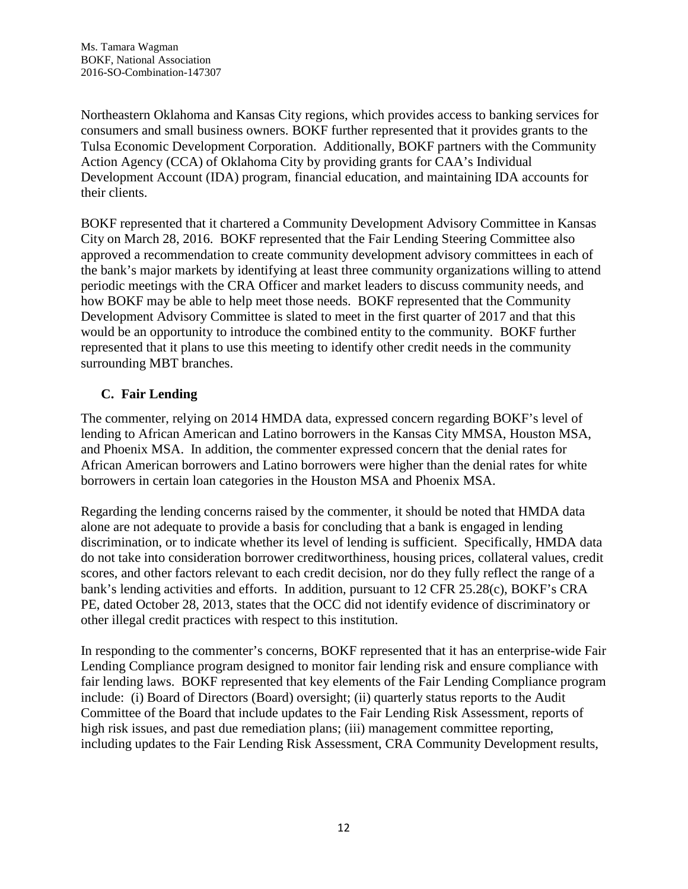Northeastern Oklahoma and Kansas City regions, which provides access to banking services for consumers and small business owners. BOKF further represented that it provides grants to the Tulsa Economic Development Corporation. Additionally, BOKF partners with the Community Action Agency (CCA) of Oklahoma City by providing grants for CAA's Individual Development Account (IDA) program, financial education, and maintaining IDA accounts for their clients.

BOKF represented that it chartered a Community Development Advisory Committee in Kansas City on March 28, 2016. BOKF represented that the Fair Lending Steering Committee also approved a recommendation to create community development advisory committees in each of the bank's major markets by identifying at least three community organizations willing to attend periodic meetings with the CRA Officer and market leaders to discuss community needs, and how BOKF may be able to help meet those needs. BOKF represented that the Community Development Advisory Committee is slated to meet in the first quarter of 2017 and that this would be an opportunity to introduce the combined entity to the community. BOKF further represented that it plans to use this meeting to identify other credit needs in the community surrounding MBT branches.

### C. Fair Lending

The commenter, relying on 2014 HMDA data, expressed concern regarding BOKF's level of lending to African American and Latino borrowers in the Kansas City MMSA, Houston MSA, and Phoenix MSA. In addition, the commenter expressed concern that the denial rates for African American borrowers and Latino borrowers were higher than the denial rates for white borrowers in certain loan categories in the Houston MSA and Phoenix MSA.

Regarding the lending concerns raised by the commenter, it should be noted that HMDA data alone are not adequate to provide a basis for concluding that a bank is engaged in lending discrimination, or to indicate whether its level of lending is sufficient. Specifically, HMDA data do not take into consideration borrower creditworthiness, housing prices, collateral values, credit scores, and other factors relevant to each credit decision, nor do they fully reflect the range of a bank's lending activities and efforts. In addition, pursuant to 12 CFR 25.28(c), BOKF's CRA PE, dated October 28, 2013, states that the OCC did not identify evidence of discriminatory or other illegal credit practices with respect to this institution.

In responding to the commenter's concerns, BOKF represented that it has an enterprise-wide Fair Lending Compliance program designed to monitor fair lending risk and ensure compliance with fair lending laws. BOKF represented that key elements of the Fair Lending Compliance program include: (i) Board of Directors (Board) oversight; (ii) quarterly status reports to the Audit Committee of the Board that include updates to the Fair Lending Risk Assessment, reports of high risk issues, and past due remediation plans; (iii) management committee reporting, including updates to the Fair Lending Risk Assessment, CRA Community Development results,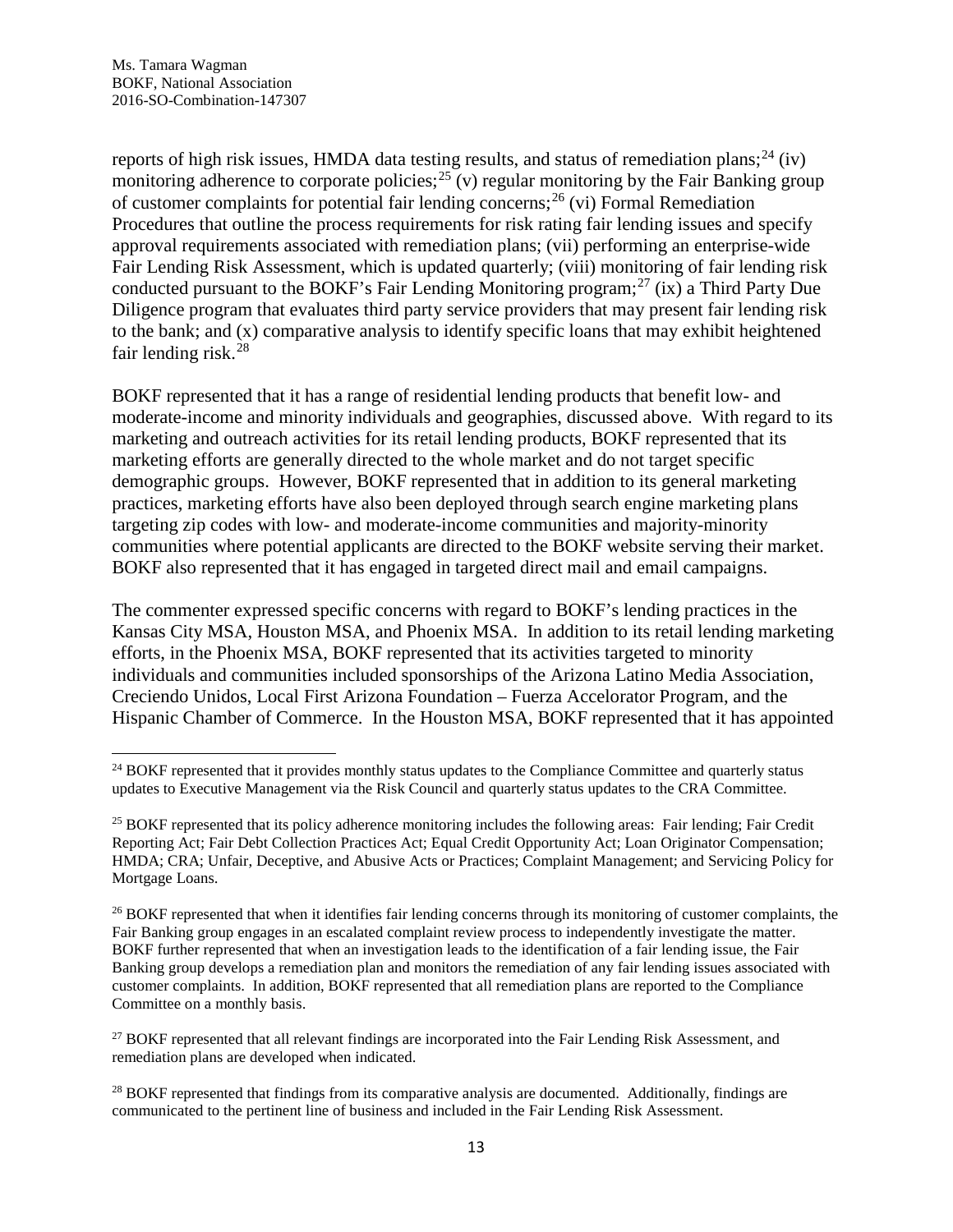reports of high risk issues, HMDA data testing results, and status of remediation plans;[24] (iv) monitoring adherence to corporate policies;[25] (v) regular monitoring by the Fair Banking group of customer complaints for potential fair lending concerns;[26] (vi) Formal Remediation Procedures that outline the process requirements for risk rating fair lending issues and specify approval requirements associated with remediation plans; (vii) performing an enterprise-wide Fair Lending Risk Assessment, which is updated quarterly; (viii) monitoring of fair lending risk conducted pursuant to the BOKF's Fair Lending Monitoring program;[27] (ix) a Third Party Due Diligence program that evaluates third party service providers that may present fair lending risk to the bank; and (x) comparative analysis to identify specific loans that may exhibit heightened fair lending risk.[28]

BOKF represented that it has a range of residential lending products that benefit low- and moderate-income and minority individuals and geographies, discussed above. With regard to its marketing and outreach activities for its retail lending products, BOKF represented that its marketing efforts are generally directed to the whole market and do not target specific demographic groups. However, BOKF represented that in addition to its general marketing practices, marketing efforts have also been deployed through search engine marketing plans targeting zip codes with low- and moderate-income communities and majority-minority communities where potential applicants are directed to the BOKF website serving their market. BOKF also represented that it has engaged in targeted direct mail and email campaigns.

The commenter expressed specific concerns with regard to BOKF's lending practices in the Kansas City MSA, Houston MSA, and Phoenix MSA. In addition to its retail lending marketing efforts, in the Phoenix MSA, BOKF represented that its activities targeted to minority individuals and communities included sponsorships of the Arizona Latino Media Association, Creciendo Unidos, Local First Arizona Foundation – Fuerza Accelorator Program, and the Hispanic Chamber of Commerce. In the Houston MSA, BOKF represented that it has appointed

---

[24] BOKF represented that it provides monthly status updates to the Compliance Committee and quarterly status updates to Executive Management via the Risk Council and quarterly status updates to the CRA Committee.

[25] BOKF represented that its policy adherence monitoring includes the following areas: Fair lending; Fair Credit Reporting Act; Fair Debt Collection Practices Act; Equal Credit Opportunity Act; Loan Originator Compensation; HMDA; CRA; Unfair, Deceptive, and Abusive Acts or Practices; Complaint Management; and Servicing Policy for Mortgage Loans.

[26] BOKF represented that when it identifies fair lending concerns through its monitoring of customer complaints, the Fair Banking group engages in an escalated complaint review process to independently investigate the matter. BOKF further represented that when an investigation leads to the identification of a fair lending issue, the Fair Banking group develops a remediation plan and monitors the remediation of any fair lending issues associated with customer complaints. In addition, BOKF represented that all remediation plans are reported to the Compliance Committee on a monthly basis.

[27] BOKF represented that all relevant findings are incorporated into the Fair Lending Risk Assessment, and remediation plans are developed when indicated.

[28] BOKF represented that findings from its comparative analysis are documented. Additionally, findings are communicated to the pertinent line of business and included in the Fair Lending Risk Assessment.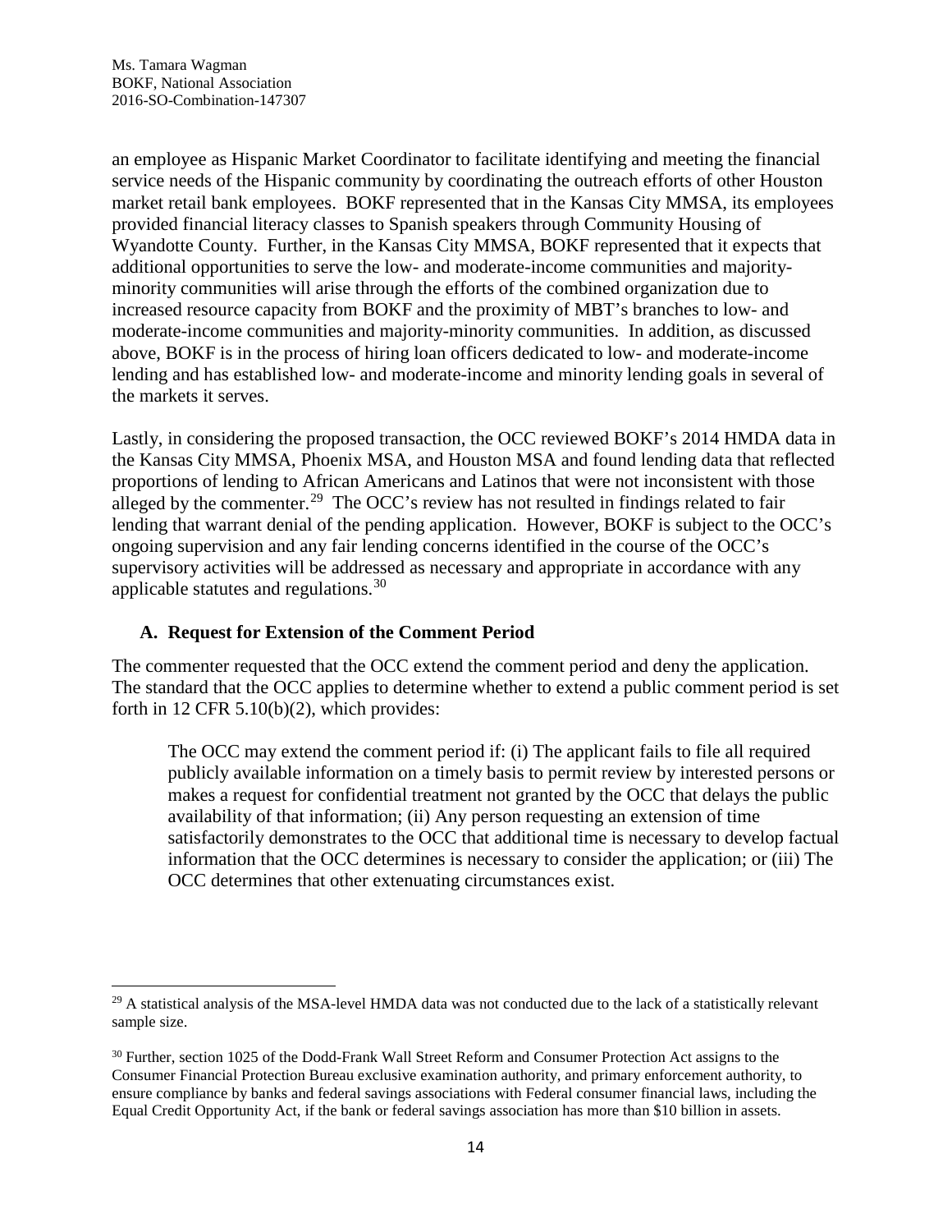an employee as Hispanic Market Coordinator to facilitate identifying and meeting the financial service needs of the Hispanic community by coordinating the outreach efforts of other Houston market retail bank employees. BOKF represented that in the Kansas City MMSA, its employees provided financial literacy classes to Spanish speakers through Community Housing of Wyandotte County. Further, in the Kansas City MMSA, BOKF represented that it expects that additional opportunities to serve the low- and moderate-income communities and majority-minority communities will arise through the efforts of the combined organization due to increased resource capacity from BOKF and the proximity of MBT's branches to low- and moderate-income communities and majority-minority communities. In addition, as discussed above, BOKF is in the process of hiring loan officers dedicated to low- and moderate-income lending and has established low- and moderate-income and minority lending goals in several of the markets it serves.

Lastly, in considering the proposed transaction, the OCC reviewed BOKF's 2014 HMDA data in the Kansas City MMSA, Phoenix MSA, and Houston MSA and found lending data that reflected proportions of lending to African Americans and Latinos that were not inconsistent with those alleged by the commenter.[29] The OCC's review has not resulted in findings related to fair lending that warrant denial of the pending application. However, BOKF is subject to the OCC's ongoing supervision and any fair lending concerns identified in the course of the OCC's supervisory activities will be addressed as necessary and appropriate in accordance with any applicable statutes and regulations.[30]

### A. Request for Extension of the Comment Period

The commenter requested that the OCC extend the comment period and deny the application. The standard that the OCC applies to determine whether to extend a public comment period is set forth in 12 CFR 5.10(b)(2), which provides:

> The OCC may extend the comment period if: (i) The applicant fails to file all required publicly available information on a timely basis to permit review by interested persons or makes a request for confidential treatment not granted by the OCC that delays the public availability of that information; (ii) Any person requesting an extension of time satisfactorily demonstrates to the OCC that additional time is necessary to develop factual information that the OCC determines is necessary to consider the application; or (iii) The OCC determines that other extenuating circumstances exist.

---

[29] A statistical analysis of the MSA-level HMDA data was not conducted due to the lack of a statistically relevant sample size.

[30] Further, section 1025 of the Dodd-Frank Wall Street Reform and Consumer Protection Act assigns to the Consumer Financial Protection Bureau exclusive examination authority, and primary enforcement authority, to ensure compliance by banks and federal savings associations with Federal consumer financial laws, including the Equal Credit Opportunity Act, if the bank or federal savings association has more than $10 billion in assets.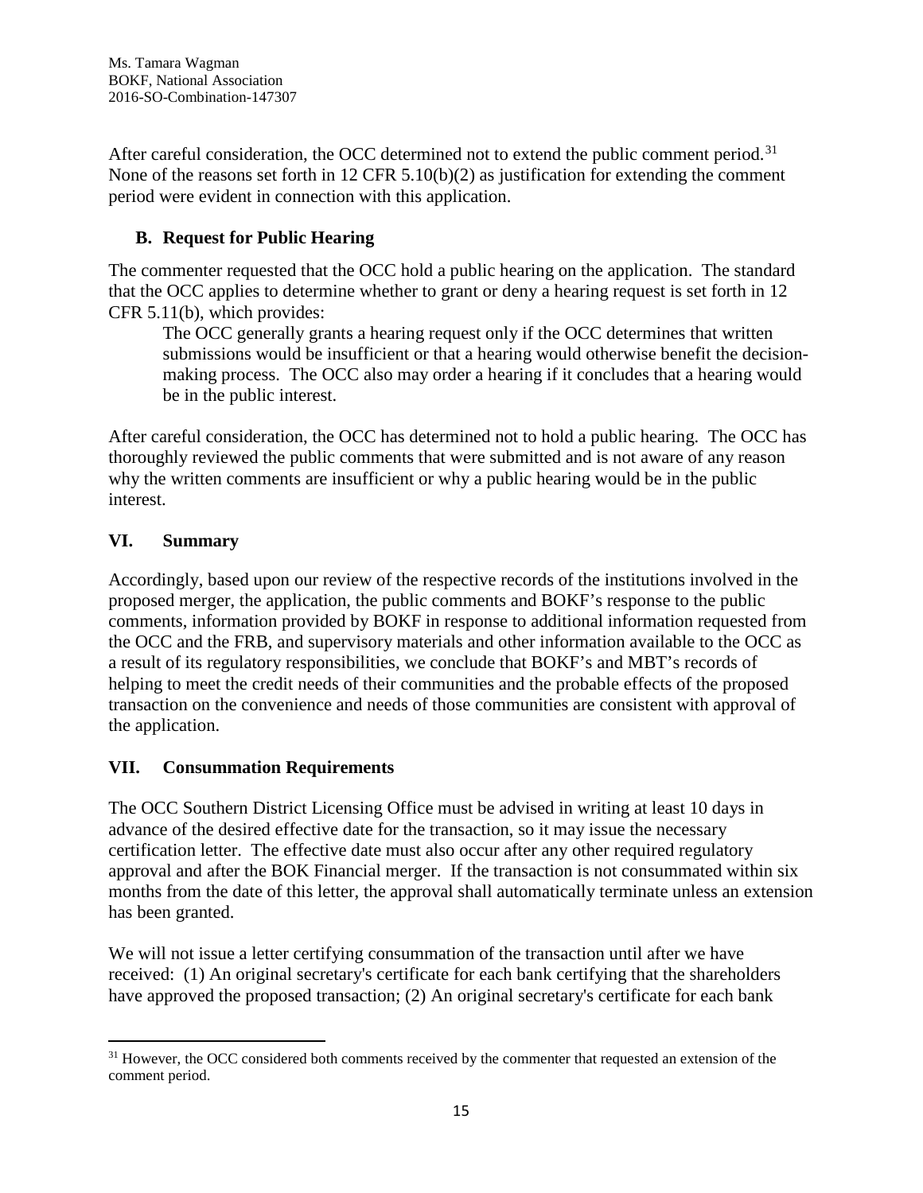After careful consideration, the OCC determined not to extend the public comment period.[31] None of the reasons set forth in 12 CFR 5.10(b)(2) as justification for extending the comment period were evident in connection with this application.

### B. Request for Public Hearing

The commenter requested that the OCC hold a public hearing on the application. The standard that the OCC applies to determine whether to grant or deny a hearing request is set forth in 12 CFR 5.11(b), which provides:

> The OCC generally grants a hearing request only if the OCC determines that written submissions would be insufficient or that a hearing would otherwise benefit the decision-making process. The OCC also may order a hearing if it concludes that a hearing would be in the public interest.

After careful consideration, the OCC has determined not to hold a public hearing. The OCC has thoroughly reviewed the public comments that were submitted and is not aware of any reason why the written comments are insufficient or why a public hearing would be in the public interest.

## VI. Summary

Accordingly, based upon our review of the respective records of the institutions involved in the proposed merger, the application, the public comments and BOKF's response to the public comments, information provided by BOKF in response to additional information requested from the OCC and the FRB, and supervisory materials and other information available to the OCC as a result of its regulatory responsibilities, we conclude that BOKF's and MBT's records of helping to meet the credit needs of their communities and the probable effects of the proposed transaction on the convenience and needs of those communities are consistent with approval of the application.

## VII. Consummation Requirements

The OCC Southern District Licensing Office must be advised in writing at least 10 days in advance of the desired effective date for the transaction, so it may issue the necessary certification letter. The effective date must also occur after any other required regulatory approval and after the BOK Financial merger. If the transaction is not consummated within six months from the date of this letter, the approval shall automatically terminate unless an extension has been granted.

We will not issue a letter certifying consummation of the transaction until after we have received: (1) An original secretary's certificate for each bank certifying that the shareholders have approved the proposed transaction; (2) An original secretary's certificate for each bank

---

[31] However, the OCC considered both comments received by the commenter that requested an extension of the comment period.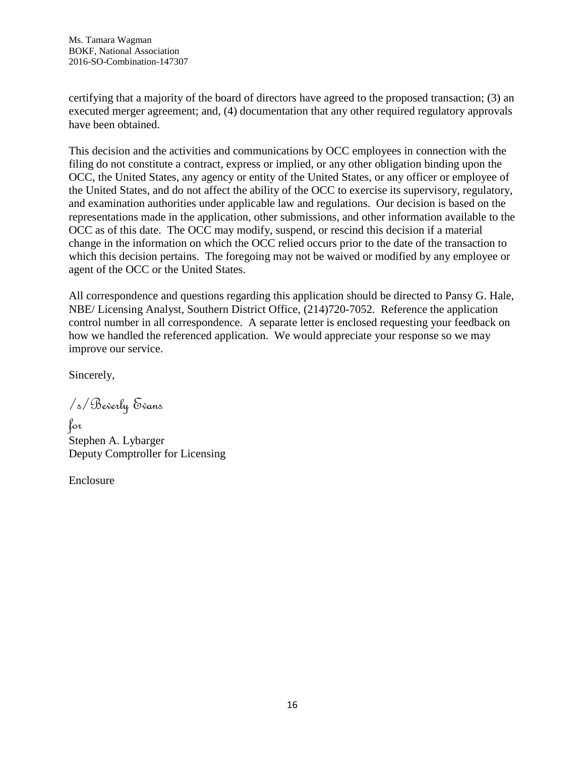certifying that a majority of the board of directors have agreed to the proposed transaction; (3) an executed merger agreement; and, (4) documentation that any other required regulatory approvals have been obtained.

This decision and the activities and communications by OCC employees in connection with the filing do not constitute a contract, express or implied, or any other obligation binding upon the OCC, the United States, any agency or entity of the United States, or any officer or employee of the United States, and do not affect the ability of the OCC to exercise its supervisory, regulatory, and examination authorities under applicable law and regulations. Our decision is based on the representations made in the application, other submissions, and other information available to the OCC as of this date. The OCC may modify, suspend, or rescind this decision if a material change in the information on which the OCC relied occurs prior to the date of the transaction to which this decision pertains. The foregoing may not be waived or modified by any employee or agent of the OCC or the United States.

All correspondence and questions regarding this application should be directed to Pansy G. Hale, NBE/ Licensing Analyst, Southern District Office, (214)720-7052. Reference the application control number in all correspondence. A separate letter is enclosed requesting your feedback on how we handled the referenced application. We would appreciate your response so we may improve our service.

Sincerely,

/s/ Beverly Evans

for

Stephen A. Lybarger
Deputy Comptroller for Licensing

Enclosure